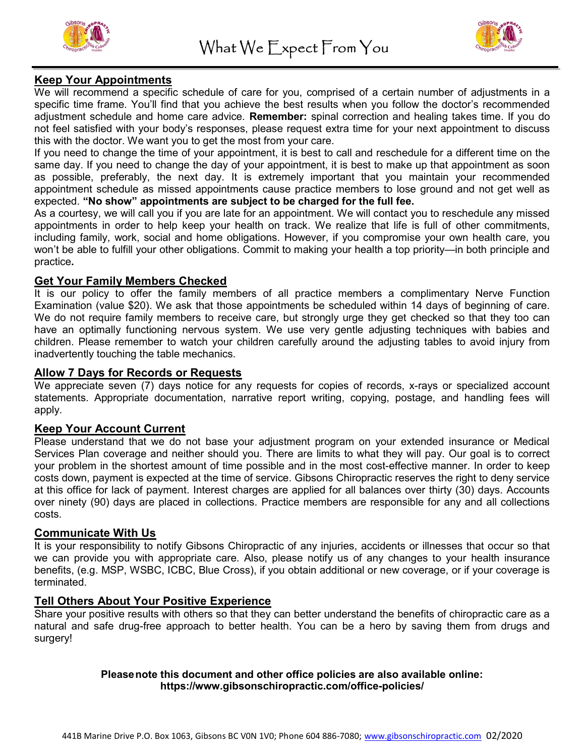# What We Expect From You

## Keep Your Appointments

We will recommend a specific schedule of care for you, comprised of a certain number of adjustments in a specific time frame. You'll find that you achieve the best results when you follow the doctor's recommended adjustment schedule and home care advice. **Remember:** spinal correction and healing takes time. If you do not feel satisfied with your body's responses, please request extra time for your next appointment to discuss this with the doctor. We want you to get the most from your care.

If you need to change the time of your appointment, it is best to call and reschedule for a different time on the same day. If you need to change the day of your appointment, it is best to make up that appointment as soon as possible, preferably, the next day. It is extremely important that you maintain your recommended appointment schedule as missed appointments cause practice members to lose ground and not get well as expected. **"No show" appointments are subject to be charged for the full fee.**

As a courtesy, we will call you if you are late for an appointment. We will contact you to reschedule any missed appointments in order to help keep your health on track. We realize that life is full of other commitments, including family, work, social and home obligations. However, if you compromise your own health care, you won't be able to fulfill your other obligations. Commit to making your health a top priority—in both principle and practice**.**

## Get Your Family Members Checked

It is our policy to offer the family members of all practice members a complimentary Nerve Function Examination (value $20). We ask that those appointments be scheduled within 14 days of beginning of care. We do not require family members to receive care, but strongly urge they get checked so that they too can have an optimally functioning nervous system. We use very gentle adjusting techniques with babies and children. Please remember to watch your children carefully around the adjusting tables to avoid injury from inadvertently touching the table mechanics.

## Allow 7 Days for Records or Requests

We appreciate seven (7) days notice for any requests for copies of records, x-rays or specialized account statements. Appropriate documentation, narrative report writing, copying, postage, and handling fees will apply.

## Keep Your Account Current

Please understand that we do not base your adjustment program on your extended insurance or Medical Services Plan coverage and neither should you. There are limits to what they will pay. Our goal is to correct your problem in the shortest amount of time possible and in the most cost-effective manner. In order to keep costs down, payment is expected at the time of service. Gibsons Chiropractic reserves the right to deny service at this office for lack of payment. Interest charges are applied for all balances over thirty (30) days. Accounts over ninety (90) days are placed in collections. Practice members are responsible for any and all collections costs.

## Communicate With Us

It is your responsibility to notify Gibsons Chiropractic of any injuries, accidents or illnesses that occur so that we can provide you with appropriate care. Also, please notify us of any changes to your health insurance benefits, (e.g. MSP, WSBC, ICBC, Blue Cross), if you obtain additional or new coverage, or if your coverage is terminated.

## Tell Others About Your Positive Experience

Share your positive results with others so that they can better understand the benefits of chiropractic care as a natural and safe drug-free approach to better health. You can be a hero by saving them from drugs and surgery!

**Please note this document and other office policies are also available online:**
**https://www.gibsonschiropractic.com/office-policies/**

441B Marine Drive P.O. Box 1063, Gibsons BC V0N 1V0; Phone 604 886-7080; www.gibsonschiropractic.com 02/2020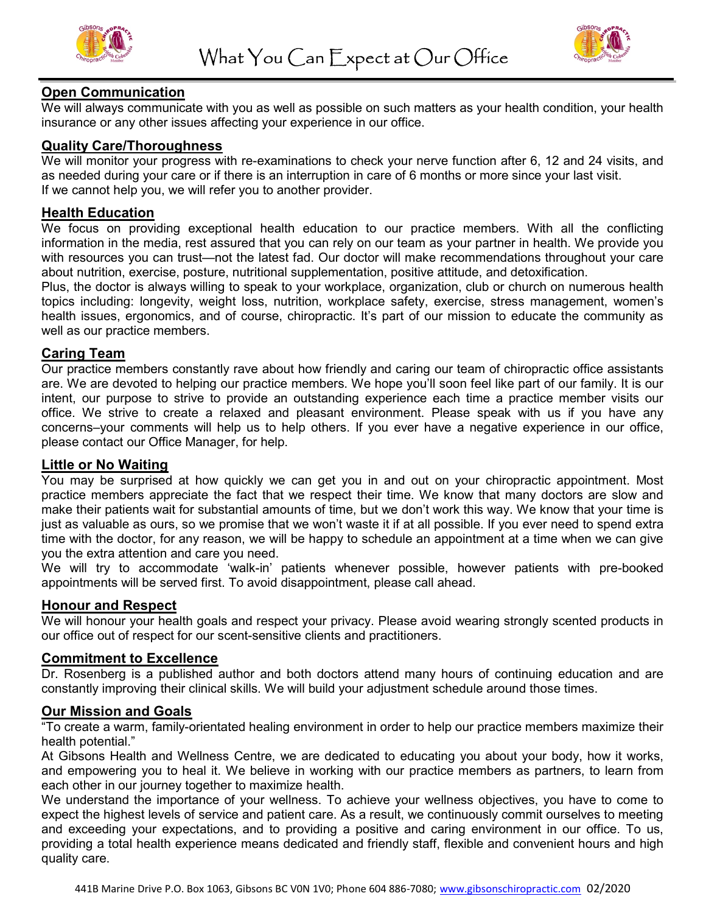# What You Can Expect at Our Office

## Open Communication

We will always communicate with you as well as possible on such matters as your health condition, your health insurance or any other issues affecting your experience in our office.

## Quality Care/Thoroughness

We will monitor your progress with re-examinations to check your nerve function after 6, 12 and 24 visits, and as needed during your care or if there is an interruption in care of 6 months or more since your last visit.
If we cannot help you, we will refer you to another provider.

## Health Education

We focus on providing exceptional health education to our practice members. With all the conflicting information in the media, rest assured that you can rely on our team as your partner in health. We provide you with resources you can trust—not the latest fad. Our doctor will make recommendations throughout your care about nutrition, exercise, posture, nutritional supplementation, positive attitude, and detoxification.
Plus, the doctor is always willing to speak to your workplace, organization, club or church on numerous health topics including: longevity, weight loss, nutrition, workplace safety, exercise, stress management, women's health issues, ergonomics, and of course, chiropractic. It's part of our mission to educate the community as well as our practice members.

## Caring Team

Our practice members constantly rave about how friendly and caring our team of chiropractic office assistants are. We are devoted to helping our practice members. We hope you'll soon feel like part of our family. It is our intent, our purpose to strive to provide an outstanding experience each time a practice member visits our office. We strive to create a relaxed and pleasant environment. Please speak with us if you have any concerns–your comments will help us to help others. If you ever have a negative experience in our office, please contact our Office Manager, for help.

## Little or No Waiting

You may be surprised at how quickly we can get you in and out on your chiropractic appointment. Most practice members appreciate the fact that we respect their time. We know that many doctors are slow and make their patients wait for substantial amounts of time, but we don't work this way. We know that your time is just as valuable as ours, so we promise that we won't waste it if at all possible. If you ever need to spend extra time with the doctor, for any reason, we will be happy to schedule an appointment at a time when we can give you the extra attention and care you need.
We will try to accommodate 'walk-in' patients whenever possible, however patients with pre-booked appointments will be served first. To avoid disappointment, please call ahead.

## Honour and Respect

We will honour your health goals and respect your privacy. Please avoid wearing strongly scented products in our office out of respect for our scent-sensitive clients and practitioners.

## Commitment to Excellence

Dr. Rosenberg is a published author and both doctors attend many hours of continuing education and are constantly improving their clinical skills. We will build your adjustment schedule around those times.

## Our Mission and Goals

"To create a warm, family-orientated healing environment in order to help our practice members maximize their health potential."
At Gibsons Health and Wellness Centre, we are dedicated to educating you about your body, how it works, and empowering you to heal it. We believe in working with our practice members as partners, to learn from each other in our journey together to maximize health.
We understand the importance of your wellness. To achieve your wellness objectives, you have to come to expect the highest levels of service and patient care. As a result, we continuously commit ourselves to meeting and exceeding your expectations, and to providing a positive and caring environment in our office. To us, providing a total health experience means dedicated and friendly staff, flexible and convenient hours and high quality care.

441B Marine Drive P.O. Box 1063, Gibsons BC V0N 1V0; Phone 604 886-7080; www.gibsonschiropractic.com 02/2020